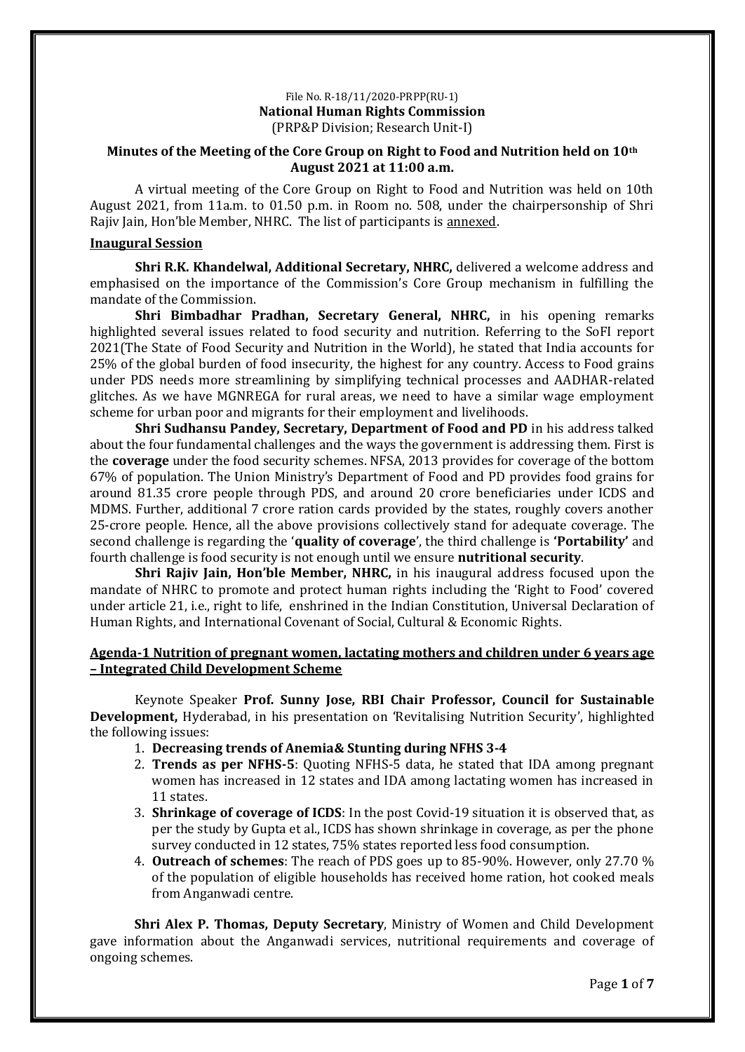File No. R-18/11/2020-PRPP(RU-1)
**National Human Rights Commission**
(PRP&P Division; Research Unit-I)

**Minutes of the Meeting of the Core Group on Right to Food and Nutrition held on 10th August 2021 at 11:00 a.m.**

A virtual meeting of the Core Group on Right to Food and Nutrition was held on 10th August 2021, from 11a.m. to 01.50 p.m. in Room no. 508, under the chairpersonship of Shri Rajiv Jain, Hon'ble Member, NHRC. The list of participants is annexed.

**Inaugural Session**

**Shri R.K. Khandelwal, Additional Secretary, NHRC,** delivered a welcome address and emphasised on the importance of the Commission's Core Group mechanism in fulfilling the mandate of the Commission.

**Shri Bimbadhar Pradhan, Secretary General, NHRC,** in his opening remarks highlighted several issues related to food security and nutrition. Referring to the SoFI report 2021(The State of Food Security and Nutrition in the World), he stated that India accounts for 25% of the global burden of food insecurity, the highest for any country. Access to Food grains under PDS needs more streamlining by simplifying technical processes and AADHAR-related glitches. As we have MGNREGA for rural areas, we need to have a similar wage employment scheme for urban poor and migrants for their employment and livelihoods.

**Shri Sudhansu Pandey, Secretary, Department of Food and PD** in his address talked about the four fundamental challenges and the ways the government is addressing them. First is the **coverage** under the food security schemes. NFSA, 2013 provides for coverage of the bottom 67% of population. The Union Ministry's Department of Food and PD provides food grains for around 81.35 crore people through PDS, and around 20 crore beneficiaries under ICDS and MDMS. Further, additional 7 crore ration cards provided by the states, roughly covers another 25-crore people. Hence, all the above provisions collectively stand for adequate coverage. The second challenge is regarding the '**quality of coverage**', the third challenge is **'Portability'** and fourth challenge is food security is not enough until we ensure **nutritional security**.

**Shri Rajiv Jain, Hon'ble Member, NHRC,** in his inaugural address focused upon the mandate of NHRC to promote and protect human rights including the 'Right to Food' covered under article 21, i.e., right to life, enshrined in the Indian Constitution, Universal Declaration of Human Rights, and International Covenant of Social, Cultural & Economic Rights.

**Agenda-1 Nutrition of pregnant women, lactating mothers and children under 6 years age – Integrated Child Development Scheme**

Keynote Speaker **Prof. Sunny Jose, RBI Chair Professor, Council for Sustainable Development,** Hyderabad, in his presentation on 'Revitalising Nutrition Security', highlighted the following issues:

1. **Decreasing trends of Anemia& Stunting during NFHS 3-4**
2. **Trends as per NFHS-5**: Quoting NFHS-5 data, he stated that IDA among pregnant women has increased in 12 states and IDA among lactating women has increased in 11 states.
3. **Shrinkage of coverage of ICDS**: In the post Covid-19 situation it is observed that, as per the study by Gupta et al., ICDS has shown shrinkage in coverage, as per the phone survey conducted in 12 states, 75% states reported less food consumption.
4. **Outreach of schemes**: The reach of PDS goes up to 85-90%. However, only 27.70 % of the population of eligible households has received home ration, hot cooked meals from Anganwadi centre.

**Shri Alex P. Thomas, Deputy Secretary**, Ministry of Women and Child Development gave information about the Anganwadi services, nutritional requirements and coverage of ongoing schemes.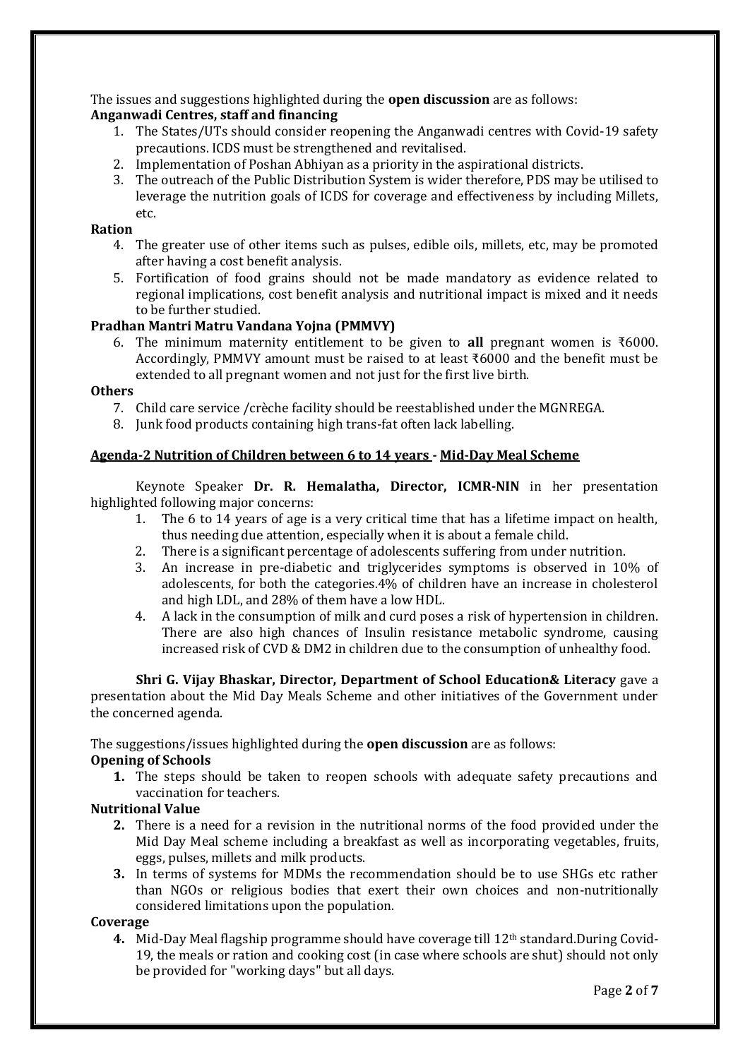The issues and suggestions highlighted during the **open discussion** are as follows:

**Anganwadi Centres, staff and financing**

1. The States/UTs should consider reopening the Anganwadi centres with Covid-19 safety precautions. ICDS must be strengthened and revitalised.
2. Implementation of Poshan Abhiyan as a priority in the aspirational districts.
3. The outreach of the Public Distribution System is wider therefore, PDS may be utilised to leverage the nutrition goals of ICDS for coverage and effectiveness by including Millets, etc.

**Ration**

4. The greater use of other items such as pulses, edible oils, millets, etc, may be promoted after having a cost benefit analysis.
5. Fortification of food grains should not be made mandatory as evidence related to regional implications, cost benefit analysis and nutritional impact is mixed and it needs to be further studied.

**Pradhan Mantri Matru Vandana Yojna (PMMVY)**

6. The minimum maternity entitlement to be given to **all** pregnant women is ₹6000. Accordingly, PMMVY amount must be raised to at least ₹6000 and the benefit must be extended to all pregnant women and not just for the first live birth.

**Others**

7. Child care service /crèche facility should be reestablished under the MGNREGA.
8. Junk food products containing high trans-fat often lack labelling.

## Agenda-2 Nutrition of Children between 6 to 14 years - Mid-Day Meal Scheme

Keynote Speaker **Dr. R. Hemalatha, Director, ICMR-NIN** in her presentation highlighted following major concerns:

1. The 6 to 14 years of age is a very critical time that has a lifetime impact on health, thus needing due attention, especially when it is about a female child.
2. There is a significant percentage of adolescents suffering from under nutrition.
3. An increase in pre-diabetic and triglycerides symptoms is observed in 10% of adolescents, for both the categories.4% of children have an increase in cholesterol and high LDL, and 28% of them have a low HDL.
4. A lack in the consumption of milk and curd poses a risk of hypertension in children. There are also high chances of Insulin resistance metabolic syndrome, causing increased risk of CVD & DM2 in children due to the consumption of unhealthy food.

**Shri G. Vijay Bhaskar, Director, Department of School Education& Literacy** gave a presentation about the Mid Day Meals Scheme and other initiatives of the Government under the concerned agenda.

The suggestions/issues highlighted during the **open discussion** are as follows:

**Opening of Schools**

1. The steps should be taken to reopen schools with adequate safety precautions and vaccination for teachers.

**Nutritional Value**

2. There is a need for a revision in the nutritional norms of the food provided under the Mid Day Meal scheme including a breakfast as well as incorporating vegetables, fruits, eggs, pulses, millets and milk products.
3. In terms of systems for MDMs the recommendation should be to use SHGs etc rather than NGOs or religious bodies that exert their own choices and non-nutritionally considered limitations upon the population.

**Coverage**

4. Mid-Day Meal flagship programme should have coverage till 12th standard.During Covid-19, the meals or ration and cooking cost (in case where schools are shut) should not only be provided for "working days" but all days.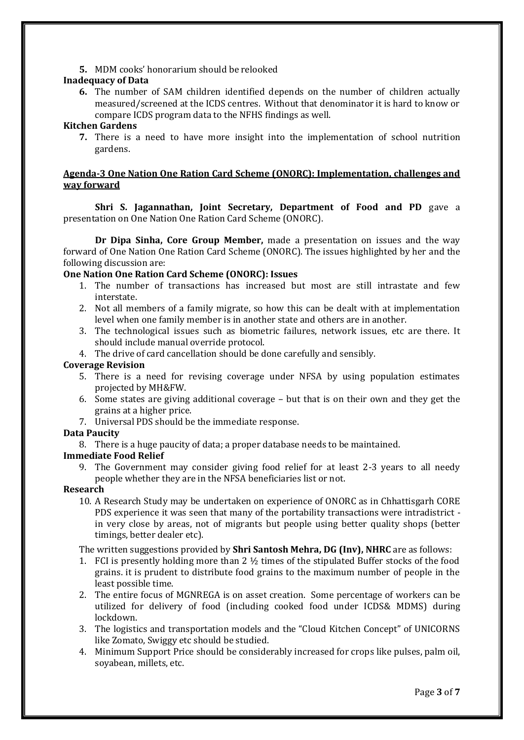5. MDM cooks' honorarium should be relooked

**Inadequacy of Data**

6. The number of SAM children identified depends on the number of children actually measured/screened at the ICDS centres. Without that denominator it is hard to know or compare ICDS program data to the NFHS findings as well.

**Kitchen Gardens**

7. There is a need to have more insight into the implementation of school nutrition gardens.

**Agenda-3 One Nation One Ration Card Scheme (ONORC): Implementation, challenges and way forward**

**Shri S. Jagannathan, Joint Secretary, Department of Food and PD** gave a presentation on One Nation One Ration Card Scheme (ONORC).

**Dr Dipa Sinha, Core Group Member,** made a presentation on issues and the way forward of One Nation One Ration Card Scheme (ONORC). The issues highlighted by her and the following discussion are:

**One Nation One Ration Card Scheme (ONORC): Issues**

1. The number of transactions has increased but most are still intrastate and few interstate.
2. Not all members of a family migrate, so how this can be dealt with at implementation level when one family member is in another state and others are in another.
3. The technological issues such as biometric failures, network issues, etc are there. It should include manual override protocol.
4. The drive of card cancellation should be done carefully and sensibly.

**Coverage Revision**

5. There is a need for revising coverage under NFSA by using population estimates projected by MH&FW.
6. Some states are giving additional coverage – but that is on their own and they get the grains at a higher price.
7. Universal PDS should be the immediate response.

**Data Paucity**

8. There is a huge paucity of data; a proper database needs to be maintained.

**Immediate Food Relief**

9. The Government may consider giving food relief for at least 2-3 years to all needy people whether they are in the NFSA beneficiaries list or not.

**Research**

10. A Research Study may be undertaken on experience of ONORC as in Chhattisgarh CORE PDS experience it was seen that many of the portability transactions were intradistrict - in very close by areas, not of migrants but people using better quality shops (better timings, better dealer etc).

The written suggestions provided by **Shri Santosh Mehra, DG (Inv), NHRC** are as follows:

1. FCI is presently holding more than 2 ½ times of the stipulated Buffer stocks of the food grains. it is prudent to distribute food grains to the maximum number of people in the least possible time.
2. The entire focus of MGNREGA is on asset creation. Some percentage of workers can be utilized for delivery of food (including cooked food under ICDS& MDMS) during lockdown.
3. The logistics and transportation models and the "Cloud Kitchen Concept" of UNICORNS like Zomato, Swiggy etc should be studied.
4. Minimum Support Price should be considerably increased for crops like pulses, palm oil, soyabean, millets, etc.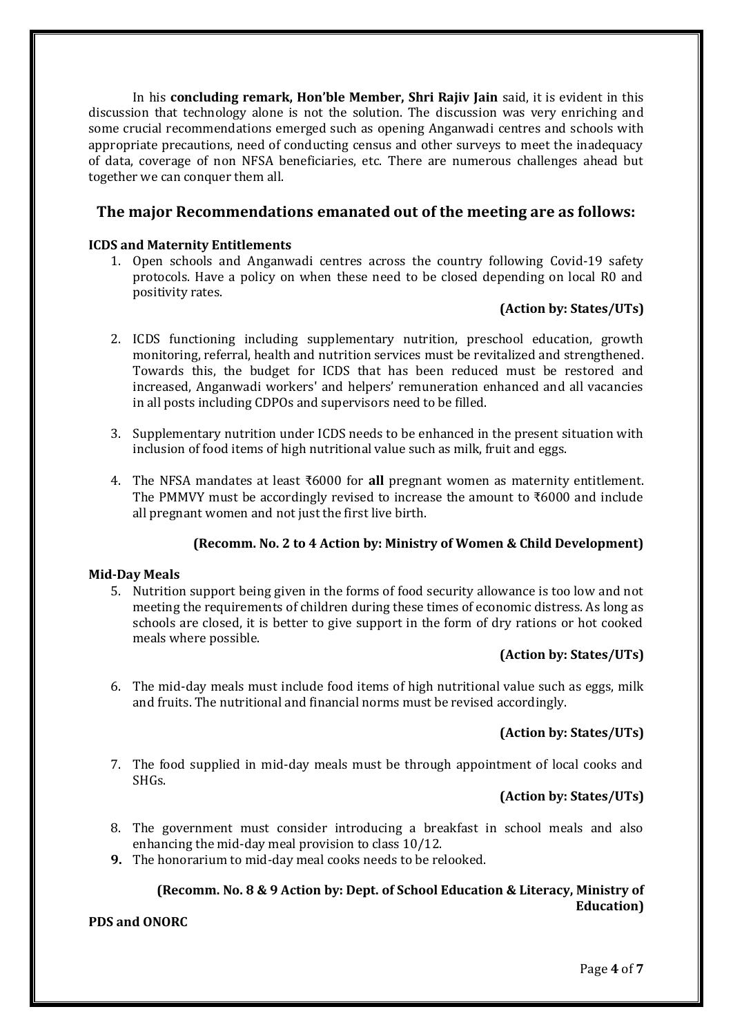In his **concluding remark, Hon'ble Member, Shri Rajiv Jain** said, it is evident in this discussion that technology alone is not the solution. The discussion was very enriching and some crucial recommendations emerged such as opening Anganwadi centres and schools with appropriate precautions, need of conducting census and other surveys to meet the inadequacy of data, coverage of non NFSA beneficiaries, etc. There are numerous challenges ahead but together we can conquer them all.

## The major Recommendations emanated out of the meeting are as follows:

**ICDS and Maternity Entitlements**

1. Open schools and Anganwadi centres across the country following Covid-19 safety protocols. Have a policy on when these need to be closed depending on local R0 and positivity rates.

   **(Action by: States/UTs)**

2. ICDS functioning including supplementary nutrition, preschool education, growth monitoring, referral, health and nutrition services must be revitalized and strengthened. Towards this, the budget for ICDS that has been reduced must be restored and increased, Anganwadi workers' and helpers' remuneration enhanced and all vacancies in all posts including CDPOs and supervisors need to be filled.

3. Supplementary nutrition under ICDS needs to be enhanced in the present situation with inclusion of food items of high nutritional value such as milk, fruit and eggs.

4. The NFSA mandates at least ₹6000 for **all** pregnant women as maternity entitlement. The PMMVY must be accordingly revised to increase the amount to ₹6000 and include all pregnant women and not just the first live birth.

   **(Recomm. No. 2 to 4 Action by: Ministry of Women & Child Development)**

**Mid-Day Meals**

5. Nutrition support being given in the forms of food security allowance is too low and not meeting the requirements of children during these times of economic distress. As long as schools are closed, it is better to give support in the form of dry rations or hot cooked meals where possible.

   **(Action by: States/UTs)**

6. The mid-day meals must include food items of high nutritional value such as eggs, milk and fruits. The nutritional and financial norms must be revised accordingly.

   **(Action by: States/UTs)**

7. The food supplied in mid-day meals must be through appointment of local cooks and SHGs.

   **(Action by: States/UTs)**

8. The government must consider introducing a breakfast in school meals and also enhancing the mid-day meal provision to class 10/12.
9. The honorarium to mid-day meal cooks needs to be relooked.

   **(Recomm. No. 8 & 9 Action by: Dept. of School Education & Literacy, Ministry of Education)**

**PDS and ONORC**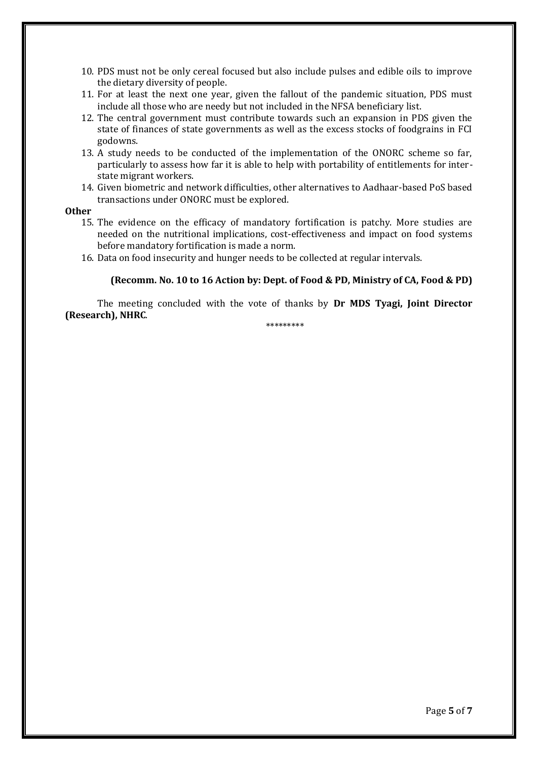10. PDS must not be only cereal focused but also include pulses and edible oils to improve the dietary diversity of people.
11. For at least the next one year, given the fallout of the pandemic situation, PDS must include all those who are needy but not included in the NFSA beneficiary list.
12. The central government must contribute towards such an expansion in PDS given the state of finances of state governments as well as the excess stocks of foodgrains in FCI godowns.
13. A study needs to be conducted of the implementation of the ONORC scheme so far, particularly to assess how far it is able to help with portability of entitlements for inter-state migrant workers.
14. Given biometric and network difficulties, other alternatives to Aadhaar-based PoS based transactions under ONORC must be explored.

**Other**

15. The evidence on the efficacy of mandatory fortification is patchy. More studies are needed on the nutritional implications, cost-effectiveness and impact on food systems before mandatory fortification is made a norm.
16. Data on food insecurity and hunger needs to be collected at regular intervals.

**(Recomm. No. 10 to 16 Action by: Dept. of Food & PD, Ministry of CA, Food & PD)**

The meeting concluded with the vote of thanks by **Dr MDS Tyagi, Joint Director (Research), NHRC**.

*********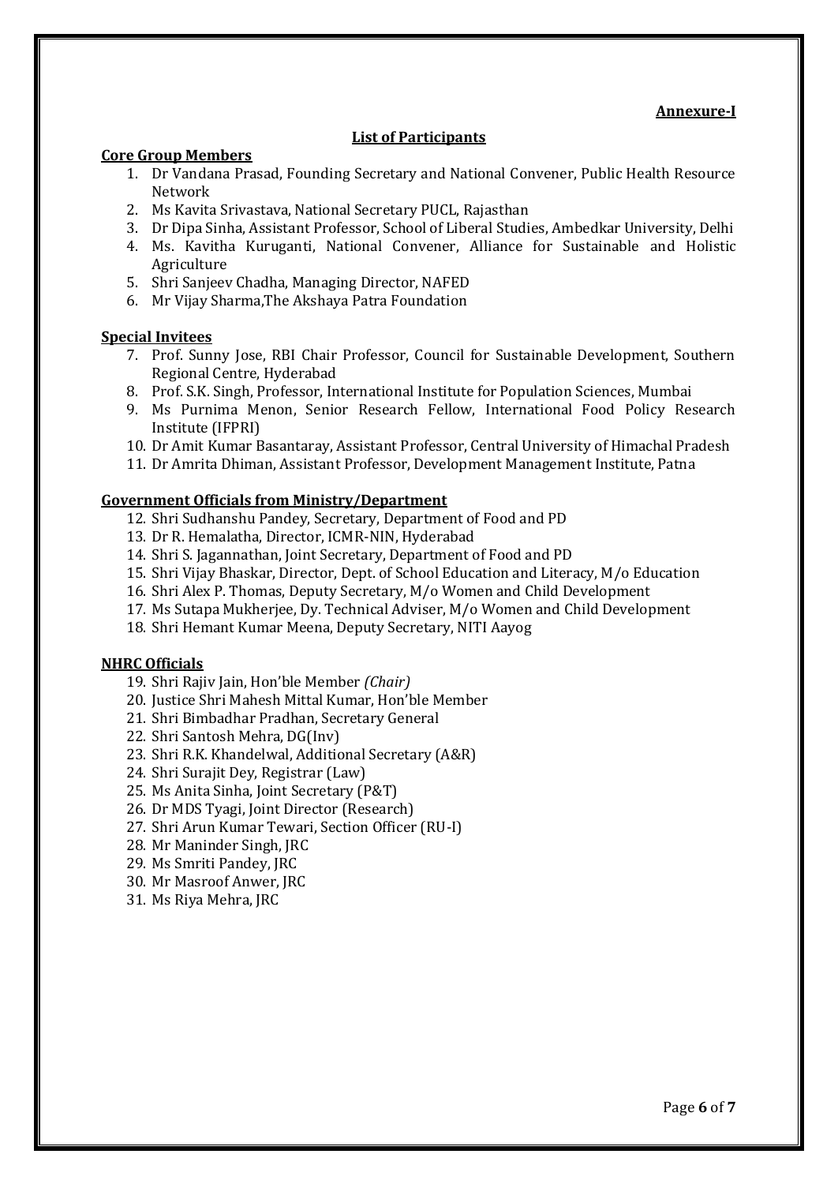**Annexure-I**

## List of Participants

### Core Group Members

1. Dr Vandana Prasad, Founding Secretary and National Convener, Public Health Resource Network
2. Ms Kavita Srivastava, National Secretary PUCL, Rajasthan
3. Dr Dipa Sinha, Assistant Professor, School of Liberal Studies, Ambedkar University, Delhi
4. Ms. Kavitha Kuruganti, National Convener, Alliance for Sustainable and Holistic Agriculture
5. Shri Sanjeev Chadha, Managing Director, NAFED
6. Mr Vijay Sharma,The Akshaya Patra Foundation

### Special Invitees

7. Prof. Sunny Jose, RBI Chair Professor, Council for Sustainable Development, Southern Regional Centre, Hyderabad
8. Prof. S.K. Singh, Professor, International Institute for Population Sciences, Mumbai
9. Ms Purnima Menon, Senior Research Fellow, International Food Policy Research Institute (IFPRI)
10. Dr Amit Kumar Basantaray, Assistant Professor, Central University of Himachal Pradesh
11. Dr Amrita Dhiman, Assistant Professor, Development Management Institute, Patna

### Government Officials from Ministry/Department

12. Shri Sudhanshu Pandey, Secretary, Department of Food and PD
13. Dr R. Hemalatha, Director, ICMR-NIN, Hyderabad
14. Shri S. Jagannathan, Joint Secretary, Department of Food and PD
15. Shri Vijay Bhaskar, Director, Dept. of School Education and Literacy, M/o Education
16. Shri Alex P. Thomas, Deputy Secretary, M/o Women and Child Development
17. Ms Sutapa Mukherjee, Dy. Technical Adviser, M/o Women and Child Development
18. Shri Hemant Kumar Meena, Deputy Secretary, NITI Aayog

### NHRC Officials

19. Shri Rajiv Jain, Hon'ble Member *(Chair)*
20. Justice Shri Mahesh Mittal Kumar, Hon'ble Member
21. Shri Bimbadhar Pradhan, Secretary General
22. Shri Santosh Mehra, DG(Inv)
23. Shri R.K. Khandelwal, Additional Secretary (A&R)
24. Shri Surajit Dey, Registrar (Law)
25. Ms Anita Sinha, Joint Secretary (P&T)
26. Dr MDS Tyagi, Joint Director (Research)
27. Shri Arun Kumar Tewari, Section Officer (RU-I)
28. Mr Maninder Singh, JRC
29. Ms Smriti Pandey, JRC
30. Mr Masroof Anwer, JRC
31. Ms Riya Mehra, JRC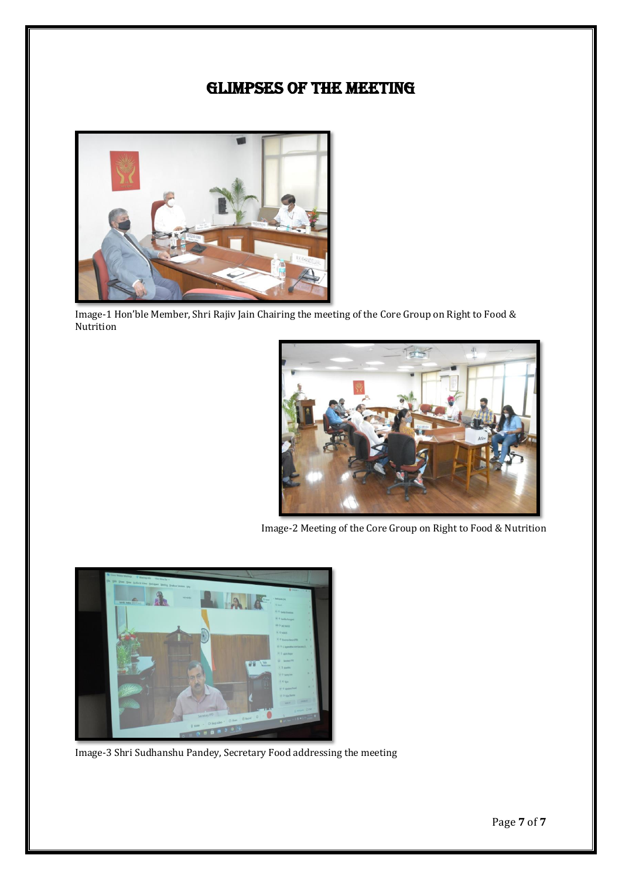# GLIMPSES OF THE MEETING

Image-1 Hon'ble Member, Shri Rajiv Jain Chairing the meeting of the Core Group on Right to Food & Nutrition

Image-2 Meeting of the Core Group on Right to Food & Nutrition

Image-3 Shri Sudhanshu Pandey, Secretary Food addressing the meeting